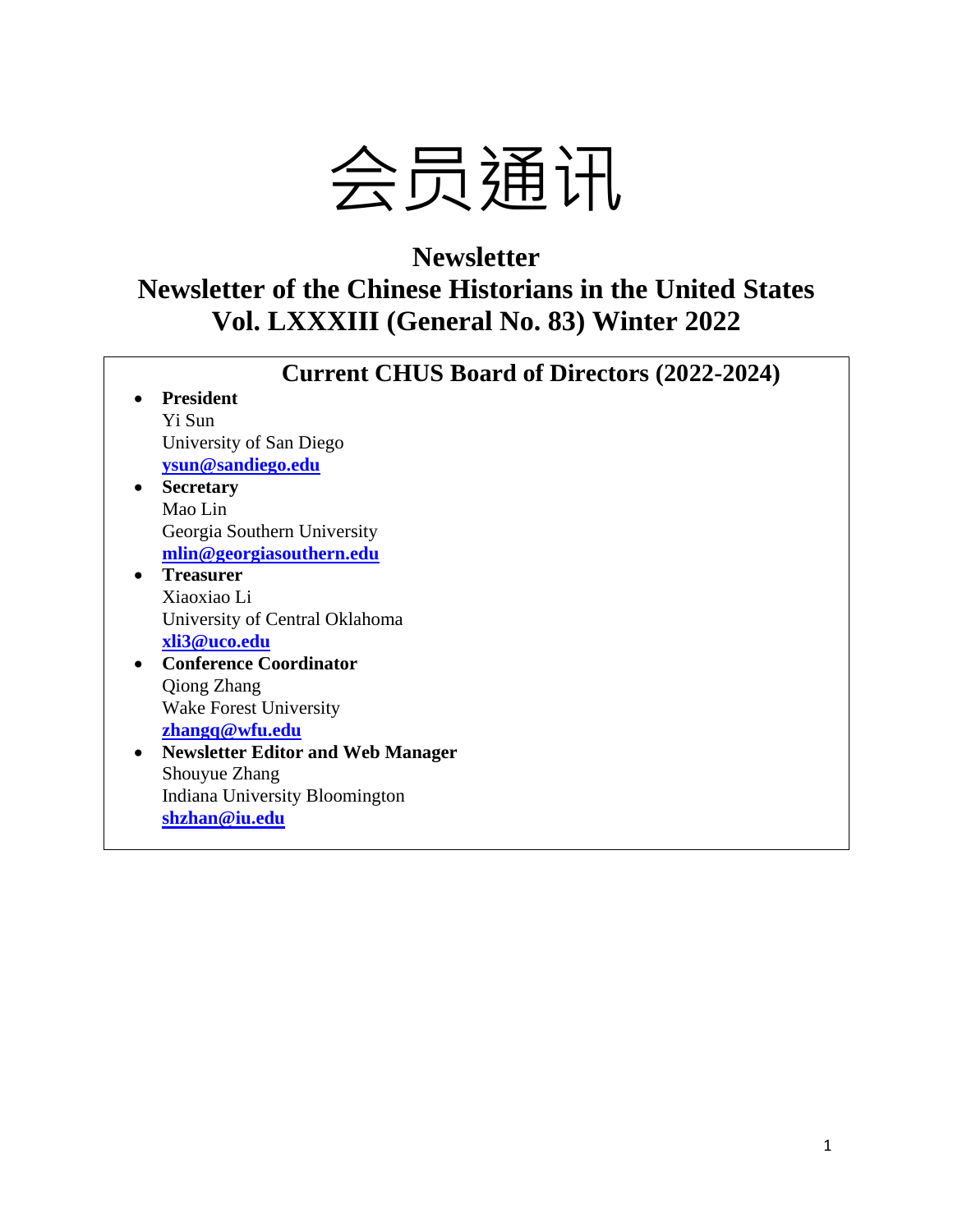# 会员通讯

## Newsletter

## Newsletter of the Chinese Historians in the United States

## Vol. LXXXIII (General No. 83) Winter 2022

### Current CHUS Board of Directors (2022-2024)

- **President**
  Yi Sun
  University of San Diego
  **ysun@sandiego.edu**
- **Secretary**
  Mao Lin
  Georgia Southern University
  **mlin@georgiasouthern.edu**
- **Treasurer**
  Xiaoxiao Li
  University of Central Oklahoma
  **xli3@uco.edu**
- **Conference Coordinator**
  Qiong Zhang
  Wake Forest University
  **zhangq@wfu.edu**
- **Newsletter Editor and Web Manager**
  Shouyue Zhang
  Indiana University Bloomington
  **shzhan@iu.edu**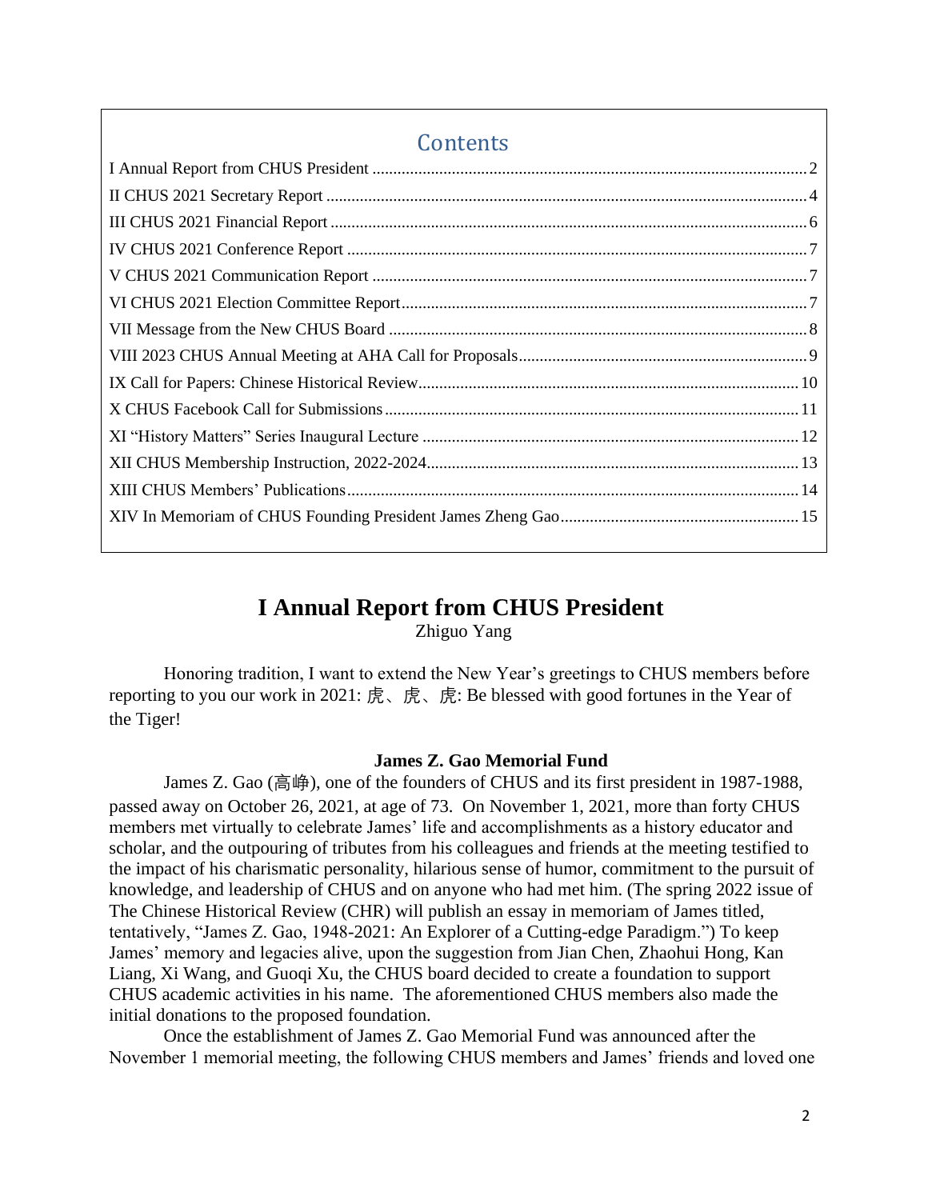## Contents

I Annual Report from CHUS President .......... 2
II CHUS 2021 Secretary Report .......... 4
III CHUS 2021 Financial Report .......... 6
IV CHUS 2021 Conference Report .......... 7
V CHUS 2021 Communication Report .......... 7
VI CHUS 2021 Election Committee Report .......... 7
VII Message from the New CHUS Board .......... 8
VIII 2023 CHUS Annual Meeting at AHA Call for Proposals .......... 9
IX Call for Papers: Chinese Historical Review .......... 10
X CHUS Facebook Call for Submissions .......... 11
XI "History Matters" Series Inaugural Lecture .......... 12
XII CHUS Membership Instruction, 2022-2024 .......... 13
XIII CHUS Members' Publications .......... 14
XIV In Memoriam of CHUS Founding President James Zheng Gao .......... 15

# I Annual Report from CHUS President

Zhiguo Yang

Honoring tradition, I want to extend the New Year's greetings to CHUS members before reporting to you our work in 2021: 虎、虎、虎: Be blessed with good fortunes in the Year of the Tiger!

### James Z. Gao Memorial Fund

James Z. Gao (高峥), one of the founders of CHUS and its first president in 1987-1988, passed away on October 26, 2021, at age of 73. On November 1, 2021, more than forty CHUS members met virtually to celebrate James' life and accomplishments as a history educator and scholar, and the outpouring of tributes from his colleagues and friends at the meeting testified to the impact of his charismatic personality, hilarious sense of humor, commitment to the pursuit of knowledge, and leadership of CHUS and on anyone who had met him. (The spring 2022 issue of The Chinese Historical Review (CHR) will publish an essay in memoriam of James titled, tentatively, "James Z. Gao, 1948-2021: An Explorer of a Cutting-edge Paradigm.") To keep James' memory and legacies alive, upon the suggestion from Jian Chen, Zhaohui Hong, Kan Liang, Xi Wang, and Guoqi Xu, the CHUS board decided to create a foundation to support CHUS academic activities in his name. The aforementioned CHUS members also made the initial donations to the proposed foundation.

Once the establishment of James Z. Gao Memorial Fund was announced after the November 1 memorial meeting, the following CHUS members and James' friends and loved one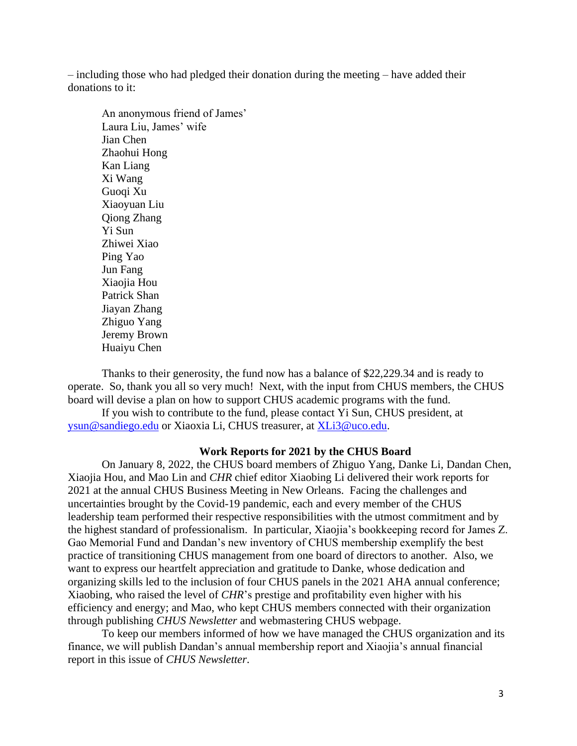– including those who had pledged their donation during the meeting – have added their donations to it:

An anonymous friend of James'  
Laura Liu, James' wife  
Jian Chen  
Zhaohui Hong  
Kan Liang  
Xi Wang  
Guoqi Xu  
Xiaoyuan Liu  
Qiong Zhang  
Yi Sun  
Zhiwei Xiao  
Ping Yao  
Jun Fang  
Xiaojia Hou  
Patrick Shan  
Jiayan Zhang  
Zhiguo Yang  
Jeremy Brown  
Huaiyu Chen

Thanks to their generosity, the fund now has a balance of $22,229.34 and is ready to operate. So, thank you all so very much! Next, with the input from CHUS members, the CHUS board will devise a plan on how to support CHUS academic programs with the fund.

If you wish to contribute to the fund, please contact Yi Sun, CHUS president, at [ysun@sandiego.edu](mailto:ysun@sandiego.edu) or Xiaoxia Li, CHUS treasurer, at [XLi3@uco.edu](mailto:XLi3@uco.edu).

## Work Reports for 2021 by the CHUS Board

On January 8, 2022, the CHUS board members of Zhiguo Yang, Danke Li, Dandan Chen, Xiaojia Hou, and Mao Lin and *CHR* chief editor Xiaobing Li delivered their work reports for 2021 at the annual CHUS Business Meeting in New Orleans. Facing the challenges and uncertainties brought by the Covid-19 pandemic, each and every member of the CHUS leadership team performed their respective responsibilities with the utmost commitment and by the highest standard of professionalism. In particular, Xiaojia's bookkeeping record for James Z. Gao Memorial Fund and Dandan's new inventory of CHUS membership exemplify the best practice of transitioning CHUS management from one board of directors to another. Also, we want to express our heartfelt appreciation and gratitude to Danke, whose dedication and organizing skills led to the inclusion of four CHUS panels in the 2021 AHA annual conference; Xiaobing, who raised the level of *CHR*'s prestige and profitability even higher with his efficiency and energy; and Mao, who kept CHUS members connected with their organization through publishing *CHUS Newsletter* and webmastering CHUS webpage.

To keep our members informed of how we have managed the CHUS organization and its finance, we will publish Dandan's annual membership report and Xiaojia's annual financial report in this issue of *CHUS Newsletter*.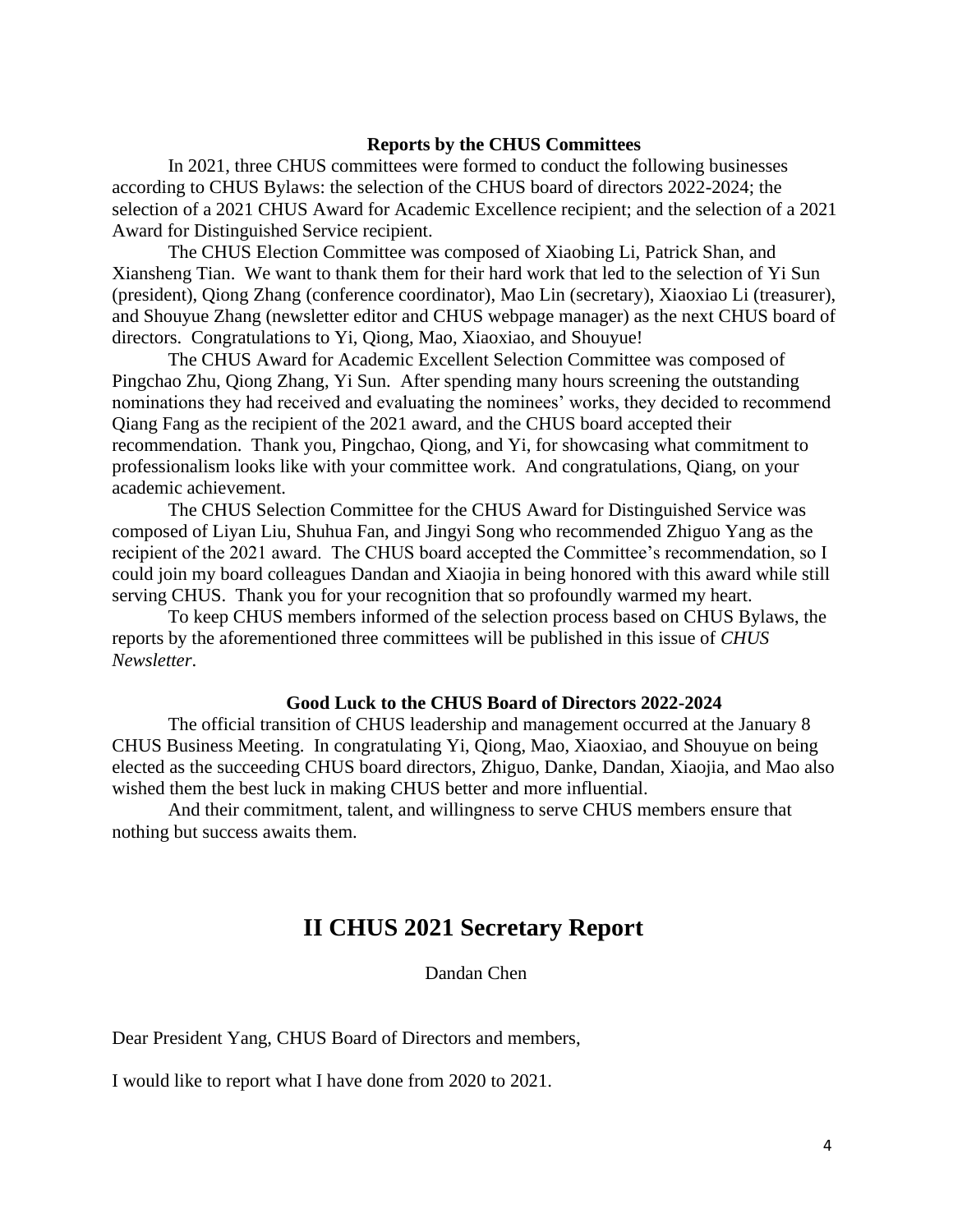### Reports by the CHUS Committees

In 2021, three CHUS committees were formed to conduct the following businesses according to CHUS Bylaws: the selection of the CHUS board of directors 2022-2024; the selection of a 2021 CHUS Award for Academic Excellence recipient; and the selection of a 2021 Award for Distinguished Service recipient.

The CHUS Election Committee was composed of Xiaobing Li, Patrick Shan, and Xiansheng Tian. We want to thank them for their hard work that led to the selection of Yi Sun (president), Qiong Zhang (conference coordinator), Mao Lin (secretary), Xiaoxiao Li (treasurer), and Shouyue Zhang (newsletter editor and CHUS webpage manager) as the next CHUS board of directors. Congratulations to Yi, Qiong, Mao, Xiaoxiao, and Shouyue!

The CHUS Award for Academic Excellent Selection Committee was composed of Pingchao Zhu, Qiong Zhang, Yi Sun. After spending many hours screening the outstanding nominations they had received and evaluating the nominees' works, they decided to recommend Qiang Fang as the recipient of the 2021 award, and the CHUS board accepted their recommendation. Thank you, Pingchao, Qiong, and Yi, for showcasing what commitment to professionalism looks like with your committee work. And congratulations, Qiang, on your academic achievement.

The CHUS Selection Committee for the CHUS Award for Distinguished Service was composed of Liyan Liu, Shuhua Fan, and Jingyi Song who recommended Zhiguo Yang as the recipient of the 2021 award. The CHUS board accepted the Committee's recommendation, so I could join my board colleagues Dandan and Xiaojia in being honored with this award while still serving CHUS. Thank you for your recognition that so profoundly warmed my heart.

To keep CHUS members informed of the selection process based on CHUS Bylaws, the reports by the aforementioned three committees will be published in this issue of *CHUS Newsletter*.

### Good Luck to the CHUS Board of Directors 2022-2024

The official transition of CHUS leadership and management occurred at the January 8 CHUS Business Meeting. In congratulating Yi, Qiong, Mao, Xiaoxiao, and Shouyue on being elected as the succeeding CHUS board directors, Zhiguo, Danke, Dandan, Xiaojia, and Mao also wished them the best luck in making CHUS better and more influential.

And their commitment, talent, and willingness to serve CHUS members ensure that nothing but success awaits them.

## II CHUS 2021 Secretary Report

Dandan Chen

Dear President Yang, CHUS Board of Directors and members,

I would like to report what I have done from 2020 to 2021.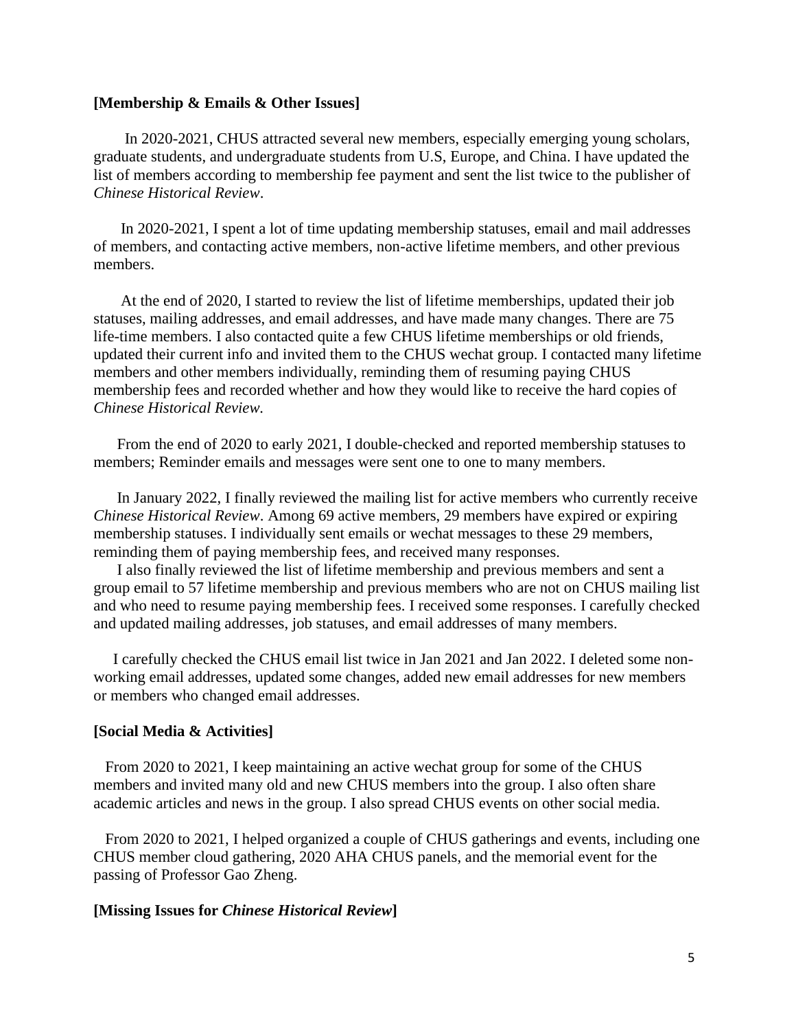**[Membership & Emails & Other Issues]**

In 2020-2021, CHUS attracted several new members, especially emerging young scholars, graduate students, and undergraduate students from U.S, Europe, and China. I have updated the list of members according to membership fee payment and sent the list twice to the publisher of *Chinese Historical Review*.

In 2020-2021, I spent a lot of time updating membership statuses, email and mail addresses of members, and contacting active members, non-active lifetime members, and other previous members.

At the end of 2020, I started to review the list of lifetime memberships, updated their job statuses, mailing addresses, and email addresses, and have made many changes. There are 75 life-time members. I also contacted quite a few CHUS lifetime memberships or old friends, updated their current info and invited them to the CHUS wechat group. I contacted many lifetime members and other members individually, reminding them of resuming paying CHUS membership fees and recorded whether and how they would like to receive the hard copies of *Chinese Historical Review.*

From the end of 2020 to early 2021, I double-checked and reported membership statuses to members; Reminder emails and messages were sent one to one to many members.

In January 2022, I finally reviewed the mailing list for active members who currently receive *Chinese Historical Review*. Among 69 active members, 29 members have expired or expiring membership statuses. I individually sent emails or wechat messages to these 29 members, reminding them of paying membership fees, and received many responses.

I also finally reviewed the list of lifetime membership and previous members and sent a group email to 57 lifetime membership and previous members who are not on CHUS mailing list and who need to resume paying membership fees. I received some responses. I carefully checked and updated mailing addresses, job statuses, and email addresses of many members.

I carefully checked the CHUS email list twice in Jan 2021 and Jan 2022. I deleted some non-working email addresses, updated some changes, added new email addresses for new members or members who changed email addresses.

**[Social Media & Activities]**

From 2020 to 2021, I keep maintaining an active wechat group for some of the CHUS members and invited many old and new CHUS members into the group. I also often share academic articles and news in the group. I also spread CHUS events on other social media.

From 2020 to 2021, I helped organized a couple of CHUS gatherings and events, including one CHUS member cloud gathering, 2020 AHA CHUS panels, and the memorial event for the passing of Professor Gao Zheng.

**[Missing Issues for *Chinese Historical Review*]**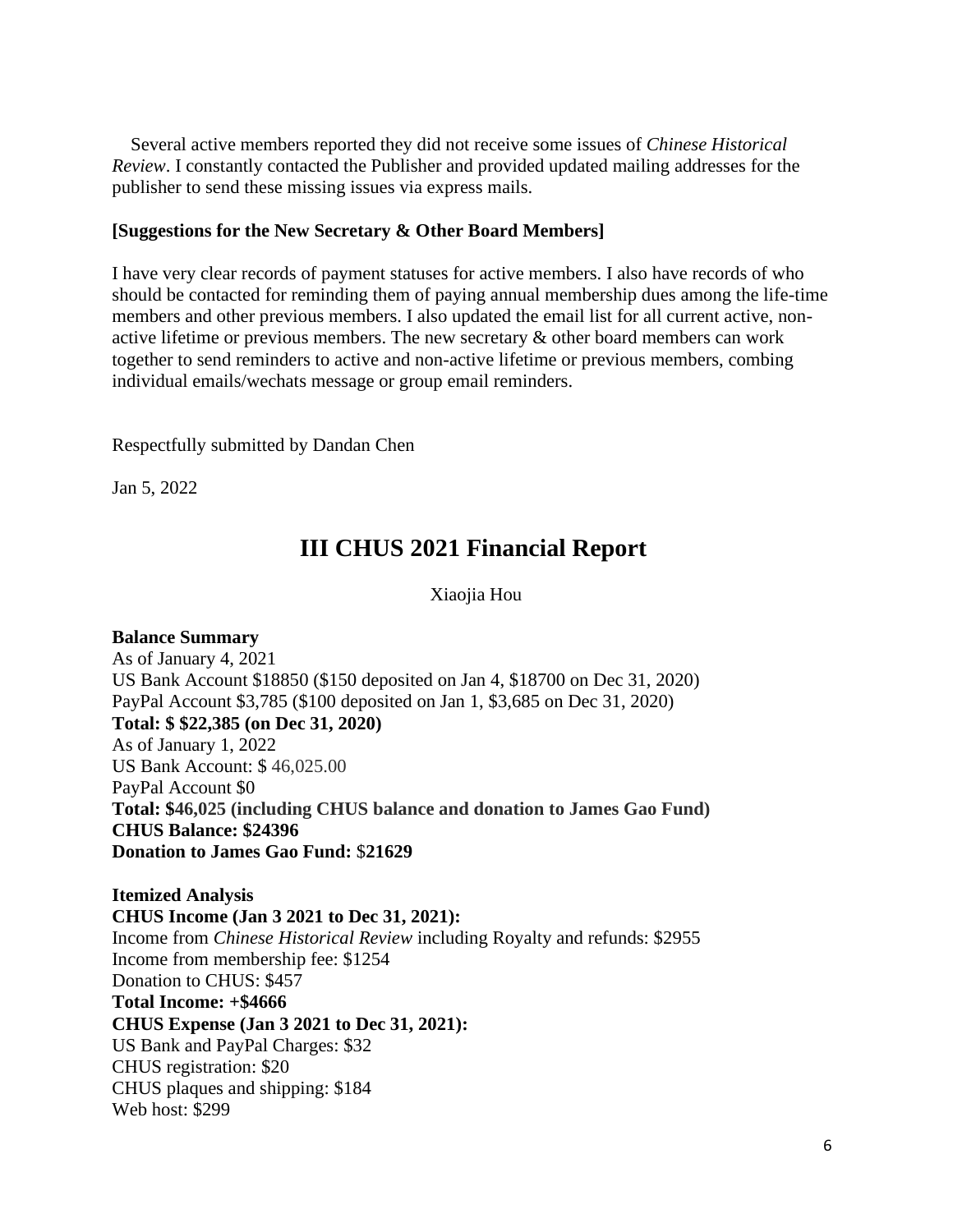Several active members reported they did not receive some issues of *Chinese Historical Review*. I constantly contacted the Publisher and provided updated mailing addresses for the publisher to send these missing issues via express mails.

**[Suggestions for the New Secretary & Other Board Members]**

I have very clear records of payment statuses for active members. I also have records of who should be contacted for reminding them of paying annual membership dues among the life-time members and other previous members. I also updated the email list for all current active, non-active lifetime or previous members. The new secretary & other board members can work together to send reminders to active and non-active lifetime or previous members, combing individual emails/wechats message or group email reminders.

Respectfully submitted by Dandan Chen

Jan 5, 2022

# III CHUS 2021 Financial Report

Xiaojia Hou

**Balance Summary**
As of January 4, 2021
US Bank Account $18850 ($150 deposited on Jan 4, $18700 on Dec 31, 2020)
PayPal Account $3,785 ($100 deposited on Jan 1, $3,685 on Dec 31, 2020)
**Total: $ $22,385 (on Dec 31, 2020)**
As of January 1, 2022
US Bank Account: $ 46,025.00
PayPal Account $0
**Total: $46,025 (including CHUS balance and donation to James Gao Fund)**
**CHUS Balance: $24396**
**Donation to James Gao Fund:** $**21629**

**Itemized Analysis**
**CHUS Income (Jan 3 2021 to Dec 31, 2021):**
Income from *Chinese Historical Review* including Royalty and refunds: $2955
Income from membership fee: $1254
Donation to CHUS: $457
**Total Income: +$4666**
**CHUS Expense (Jan 3 2021 to Dec 31, 2021):**
US Bank and PayPal Charges: $32
CHUS registration: $20
CHUS plaques and shipping: $184
Web host: $299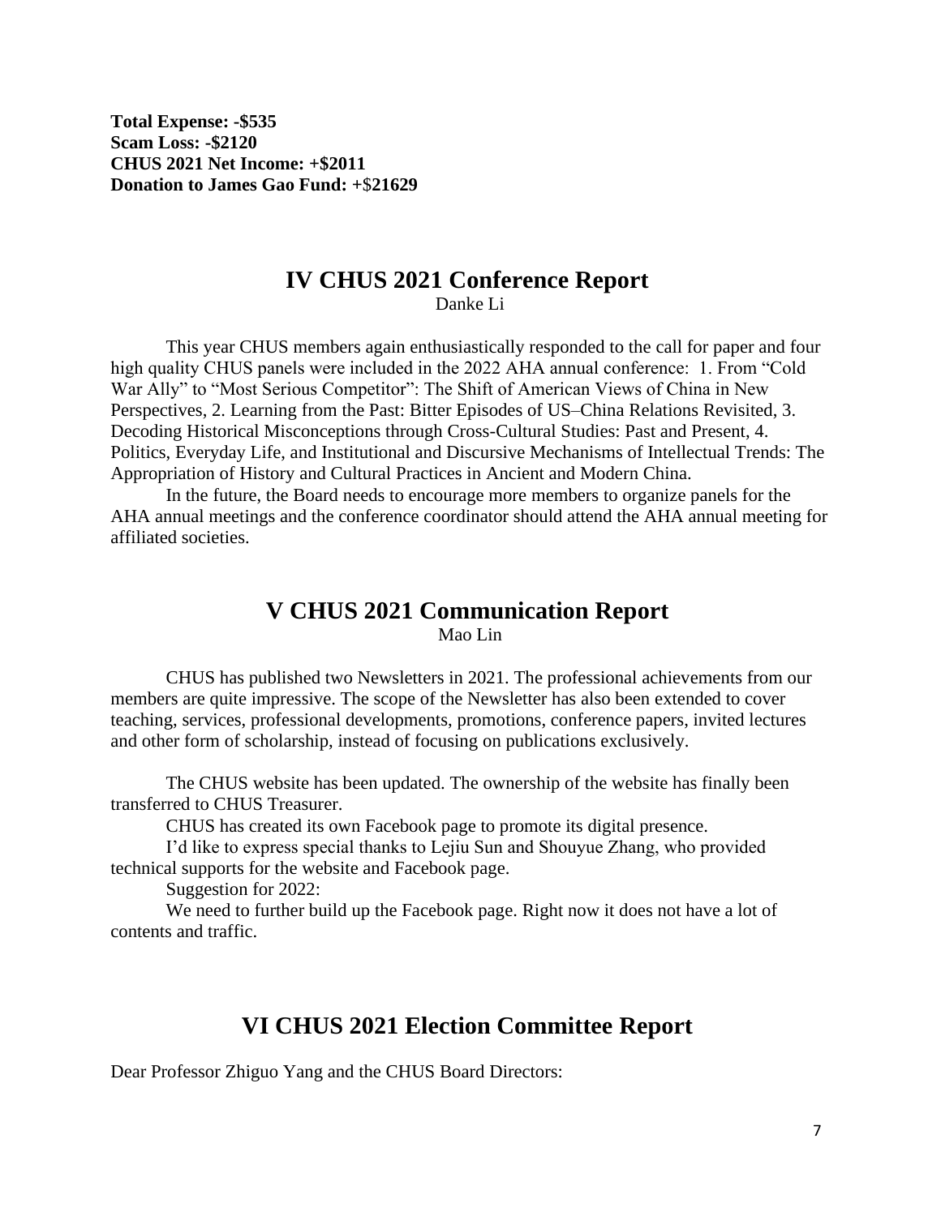**Total Expense: -$535**
**Scam Loss: -$2120**
**CHUS 2021 Net Income: +$2011**
**Donation to James Gao Fund: +$21629**

## IV CHUS 2021 Conference Report

Danke Li

This year CHUS members again enthusiastically responded to the call for paper and four high quality CHUS panels were included in the 2022 AHA annual conference: 1. From "Cold War Ally" to "Most Serious Competitor": The Shift of American Views of China in New Perspectives, 2. Learning from the Past: Bitter Episodes of US–China Relations Revisited, 3. Decoding Historical Misconceptions through Cross-Cultural Studies: Past and Present, 4. Politics, Everyday Life, and Institutional and Discursive Mechanisms of Intellectual Trends: The Appropriation of History and Cultural Practices in Ancient and Modern China.

In the future, the Board needs to encourage more members to organize panels for the AHA annual meetings and the conference coordinator should attend the AHA annual meeting for affiliated societies.

## V CHUS 2021 Communication Report

Mao Lin

CHUS has published two Newsletters in 2021. The professional achievements from our members are quite impressive. The scope of the Newsletter has also been extended to cover teaching, services, professional developments, promotions, conference papers, invited lectures and other form of scholarship, instead of focusing on publications exclusively.

The CHUS website has been updated. The ownership of the website has finally been transferred to CHUS Treasurer.

CHUS has created its own Facebook page to promote its digital presence.

I'd like to express special thanks to Lejiu Sun and Shouyue Zhang, who provided technical supports for the website and Facebook page.

Suggestion for 2022:

We need to further build up the Facebook page. Right now it does not have a lot of contents and traffic.

## VI CHUS 2021 Election Committee Report

Dear Professor Zhiguo Yang and the CHUS Board Directors: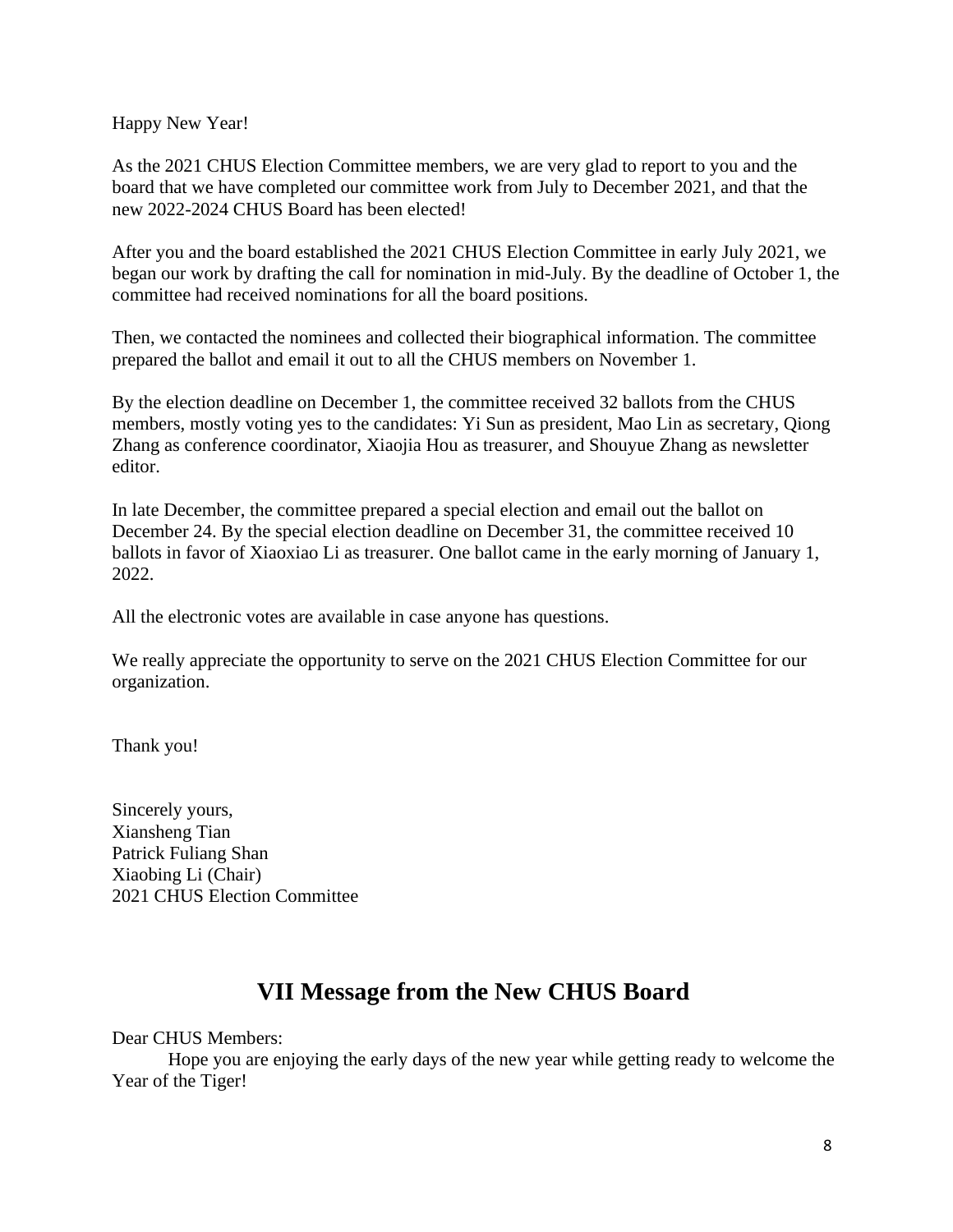Happy New Year!

As the 2021 CHUS Election Committee members, we are very glad to report to you and the board that we have completed our committee work from July to December 2021, and that the new 2022-2024 CHUS Board has been elected!

After you and the board established the 2021 CHUS Election Committee in early July 2021, we began our work by drafting the call for nomination in mid-July. By the deadline of October 1, the committee had received nominations for all the board positions.

Then, we contacted the nominees and collected their biographical information. The committee prepared the ballot and email it out to all the CHUS members on November 1.

By the election deadline on December 1, the committee received 32 ballots from the CHUS members, mostly voting yes to the candidates: Yi Sun as president, Mao Lin as secretary, Qiong Zhang as conference coordinator, Xiaojia Hou as treasurer, and Shouyue Zhang as newsletter editor.

In late December, the committee prepared a special election and email out the ballot on December 24. By the special election deadline on December 31, the committee received 10 ballots in favor of Xiaoxiao Li as treasurer. One ballot came in the early morning of January 1, 2022.

All the electronic votes are available in case anyone has questions.

We really appreciate the opportunity to serve on the 2021 CHUS Election Committee for our organization.

Thank you!

Sincerely yours,
Xiansheng Tian
Patrick Fuliang Shan
Xiaobing Li (Chair)
2021 CHUS Election Committee

# VII Message from the New CHUS Board

Dear CHUS Members:

Hope you are enjoying the early days of the new year while getting ready to welcome the Year of the Tiger!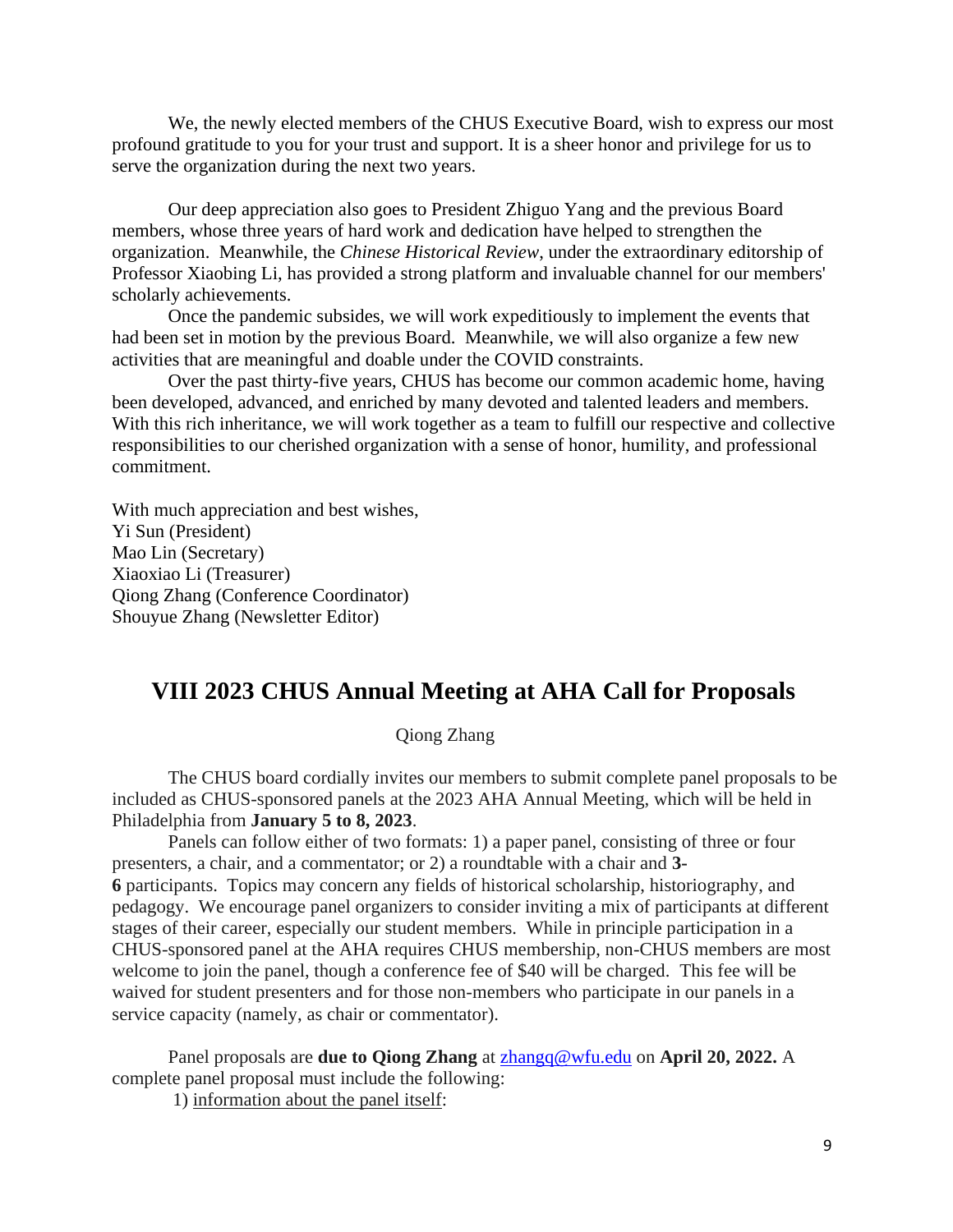We, the newly elected members of the CHUS Executive Board, wish to express our most profound gratitude to you for your trust and support. It is a sheer honor and privilege for us to serve the organization during the next two years.

Our deep appreciation also goes to President Zhiguo Yang and the previous Board members, whose three years of hard work and dedication have helped to strengthen the organization. Meanwhile, the *Chinese Historical Review*, under the extraordinary editorship of Professor Xiaobing Li, has provided a strong platform and invaluable channel for our members' scholarly achievements.

Once the pandemic subsides, we will work expeditiously to implement the events that had been set in motion by the previous Board. Meanwhile, we will also organize a few new activities that are meaningful and doable under the COVID constraints.

Over the past thirty-five years, CHUS has become our common academic home, having been developed, advanced, and enriched by many devoted and talented leaders and members. With this rich inheritance, we will work together as a team to fulfill our respective and collective responsibilities to our cherished organization with a sense of honor, humility, and professional commitment.

With much appreciation and best wishes,
Yi Sun (President)
Mao Lin (Secretary)
Xiaoxiao Li (Treasurer)
Qiong Zhang (Conference Coordinator)
Shouyue Zhang (Newsletter Editor)

## VIII 2023 CHUS Annual Meeting at AHA Call for Proposals

Qiong Zhang

The CHUS board cordially invites our members to submit complete panel proposals to be included as CHUS-sponsored panels at the 2023 AHA Annual Meeting, which will be held in Philadelphia from **January 5 to 8, 2023**.

Panels can follow either of two formats: 1) a paper panel, consisting of three or four presenters, a chair, and a commentator; or 2) a roundtable with a chair and **3-6** participants. Topics may concern any fields of historical scholarship, historiography, and pedagogy. We encourage panel organizers to consider inviting a mix of participants at different stages of their career, especially our student members. While in principle participation in a CHUS-sponsored panel at the AHA requires CHUS membership, non-CHUS members are most welcome to join the panel, though a conference fee of $40 will be charged. This fee will be waived for student presenters and for those non-members who participate in our panels in a service capacity (namely, as chair or commentator).

Panel proposals are **due to Qiong Zhang** at zhangq@wfu.edu on **April 20, 2022.** A complete panel proposal must include the following:

1) information about the panel itself: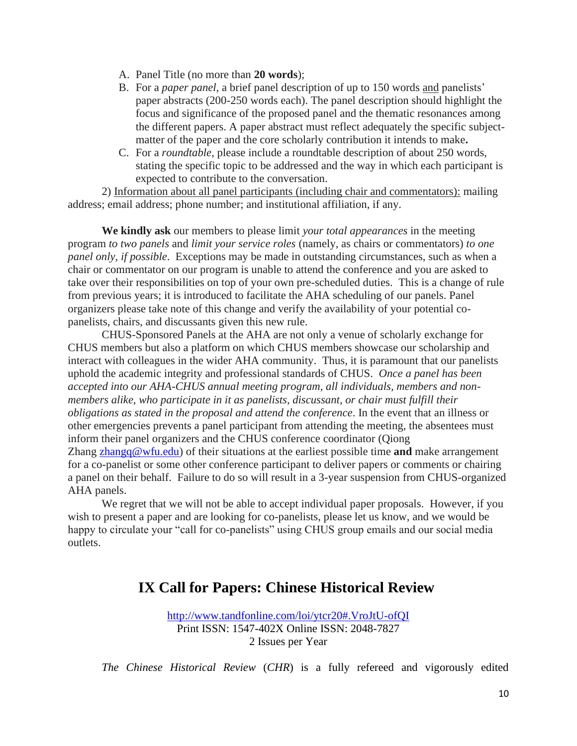A. Panel Title (no more than **20 words**);

B. For a *paper panel*, a brief panel description of up to 150 words and panelists' paper abstracts (200-250 words each). The panel description should highlight the focus and significance of the proposed panel and the thematic resonances among the different papers. A paper abstract must reflect adequately the specific subject-matter of the paper and the core scholarly contribution it intends to make**.**

C. For a *roundtable*, please include a roundtable description of about 250 words, stating the specific topic to be addressed and the way in which each participant is expected to contribute to the conversation.

2) Information about all panel participants (including chair and commentators): mailing address; email address; phone number; and institutional affiliation, if any.

**We kindly ask** our members to please limit *your total appearances* in the meeting program *to two panels* and *limit your service roles* (namely, as chairs or commentators) *to one panel only, if possible*. Exceptions may be made in outstanding circumstances, such as when a chair or commentator on our program is unable to attend the conference and you are asked to take over their responsibilities on top of your own pre-scheduled duties. This is a change of rule from previous years; it is introduced to facilitate the AHA scheduling of our panels. Panel organizers please take note of this change and verify the availability of your potential co-panelists, chairs, and discussants given this new rule.

CHUS-Sponsored Panels at the AHA are not only a venue of scholarly exchange for CHUS members but also a platform on which CHUS members showcase our scholarship and interact with colleagues in the wider AHA community. Thus, it is paramount that our panelists uphold the academic integrity and professional standards of CHUS. *Once a panel has been accepted into our AHA-CHUS annual meeting program, all individuals, members and non-members alike, who participate in it as panelists, discussant, or chair must fulfill their obligations as stated in the proposal and attend the conference*. In the event that an illness or other emergencies prevents a panel participant from attending the meeting, the absentees must inform their panel organizers and the CHUS conference coordinator (Qiong Zhang zhangq@wfu.edu) of their situations at the earliest possible time **and** make arrangement for a co-panelist or some other conference participant to deliver papers or comments or chairing a panel on their behalf. Failure to do so will result in a 3-year suspension from CHUS-organized AHA panels.

We regret that we will not be able to accept individual paper proposals. However, if you wish to present a paper and are looking for co-panelists, please let us know, and we would be happy to circulate your "call for co-panelists" using CHUS group emails and our social media outlets.

## IX Call for Papers: Chinese Historical Review

http://www.tandfonline.com/loi/ytcr20#.VroJtU-ofQI
Print ISSN: 1547-402X Online ISSN: 2048-7827
2 Issues per Year

*The Chinese Historical Review* (*CHR*) is a fully refereed and vigorously edited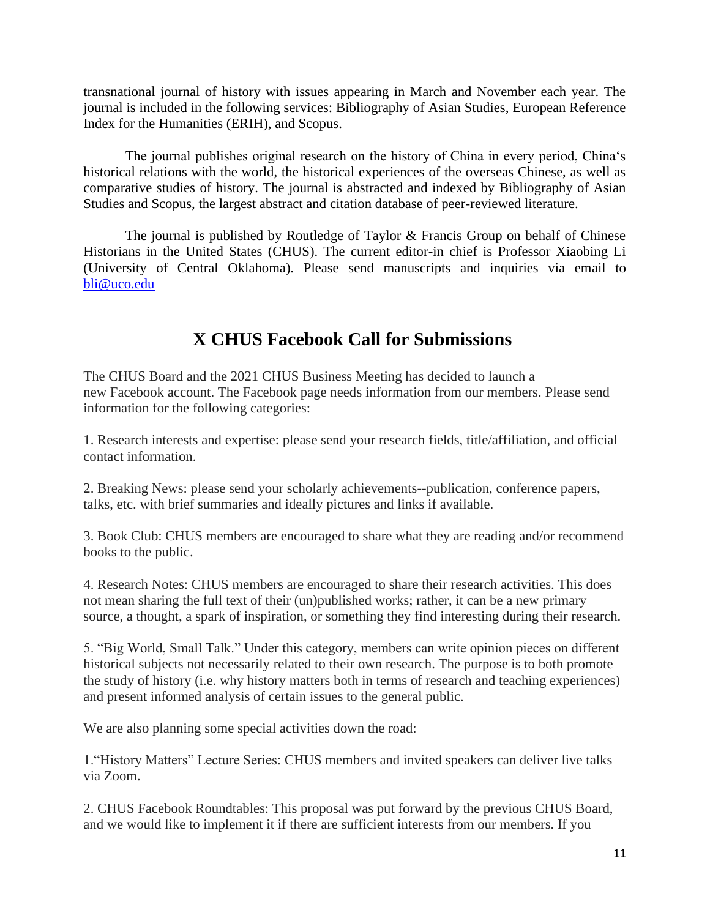transnational journal of history with issues appearing in March and November each year. The journal is included in the following services: Bibliography of Asian Studies, European Reference Index for the Humanities (ERIH), and Scopus.

The journal publishes original research on the history of China in every period, China's historical relations with the world, the historical experiences of the overseas Chinese, as well as comparative studies of history. The journal is abstracted and indexed by Bibliography of Asian Studies and Scopus, the largest abstract and citation database of peer-reviewed literature.

The journal is published by Routledge of Taylor & Francis Group on behalf of Chinese Historians in the United States (CHUS). The current editor-in chief is Professor Xiaobing Li (University of Central Oklahoma). Please send manuscripts and inquiries via email to bli@uco.edu

## X CHUS Facebook Call for Submissions

The CHUS Board and the 2021 CHUS Business Meeting has decided to launch a new Facebook account. The Facebook page needs information from our members. Please send information for the following categories:

1. Research interests and expertise: please send your research fields, title/affiliation, and official contact information.

2. Breaking News: please send your scholarly achievements--publication, conference papers, talks, etc. with brief summaries and ideally pictures and links if available.

3. Book Club: CHUS members are encouraged to share what they are reading and/or recommend books to the public.

4. Research Notes: CHUS members are encouraged to share their research activities. This does not mean sharing the full text of their (un)published works; rather, it can be a new primary source, a thought, a spark of inspiration, or something they find interesting during their research.

5. "Big World, Small Talk." Under this category, members can write opinion pieces on different historical subjects not necessarily related to their own research. The purpose is to both promote the study of history (i.e. why history matters both in terms of research and teaching experiences) and present informed analysis of certain issues to the general public.

We are also planning some special activities down the road:

1. "History Matters" Lecture Series: CHUS members and invited speakers can deliver live talks via Zoom.

2. CHUS Facebook Roundtables: This proposal was put forward by the previous CHUS Board, and we would like to implement it if there are sufficient interests from our members. If you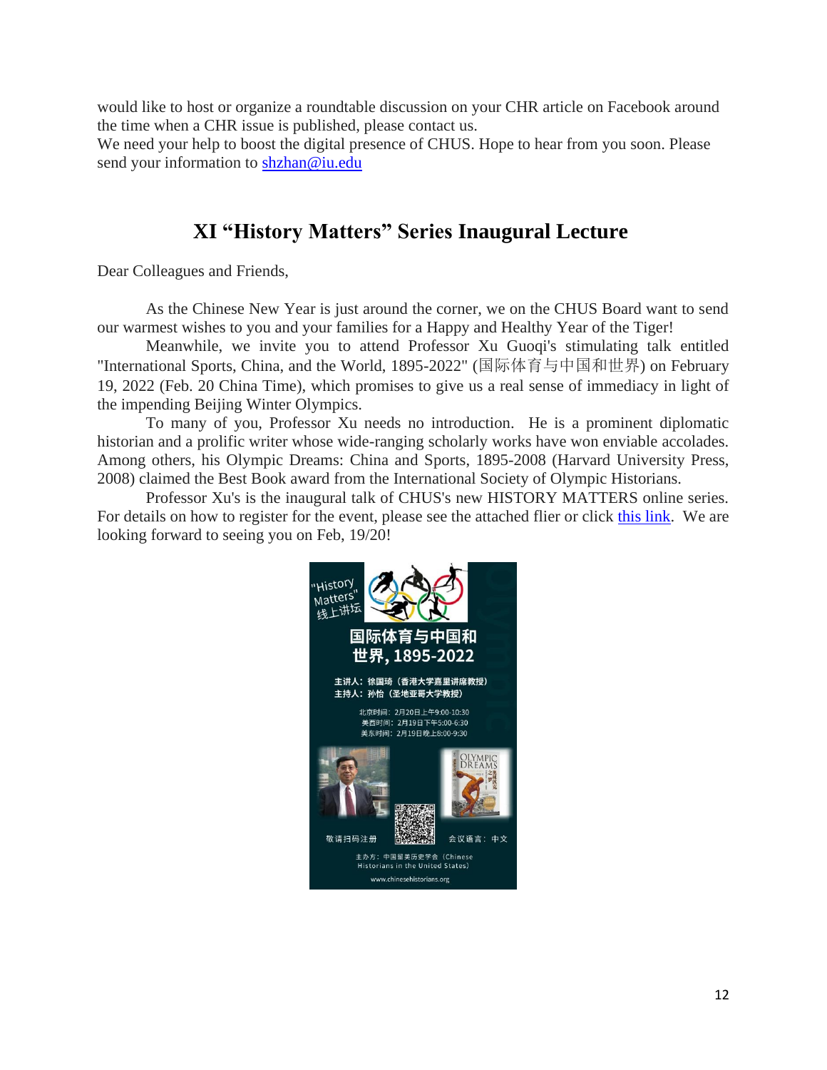would like to host or organize a roundtable discussion on your CHR article on Facebook around the time when a CHR issue is published, please contact us.
We need your help to boost the digital presence of CHUS. Hope to hear from you soon. Please send your information to shzhan@iu.edu

## XI "History Matters" Series Inaugural Lecture

Dear Colleagues and Friends,

As the Chinese New Year is just around the corner, we on the CHUS Board want to send our warmest wishes to you and your families for a Happy and Healthy Year of the Tiger!

Meanwhile, we invite you to attend Professor Xu Guoqi's stimulating talk entitled "International Sports, China, and the World, 1895-2022" (国际体育与中国和世界) on February 19, 2022 (Feb. 20 China Time), which promises to give us a real sense of immediacy in light of the impending Beijing Winter Olympics.

To many of you, Professor Xu needs no introduction. He is a prominent diplomatic historian and a prolific writer whose wide-ranging scholarly works have won enviable accolades. Among others, his Olympic Dreams: China and Sports, 1895-2008 (Harvard University Press, 2008) claimed the Best Book award from the International Society of Olympic Historians.

Professor Xu's is the inaugural talk of CHUS's new HISTORY MATTERS online series. For details on how to register for the event, please see the attached flier or click this link. We are looking forward to seeing you on Feb, 19/20!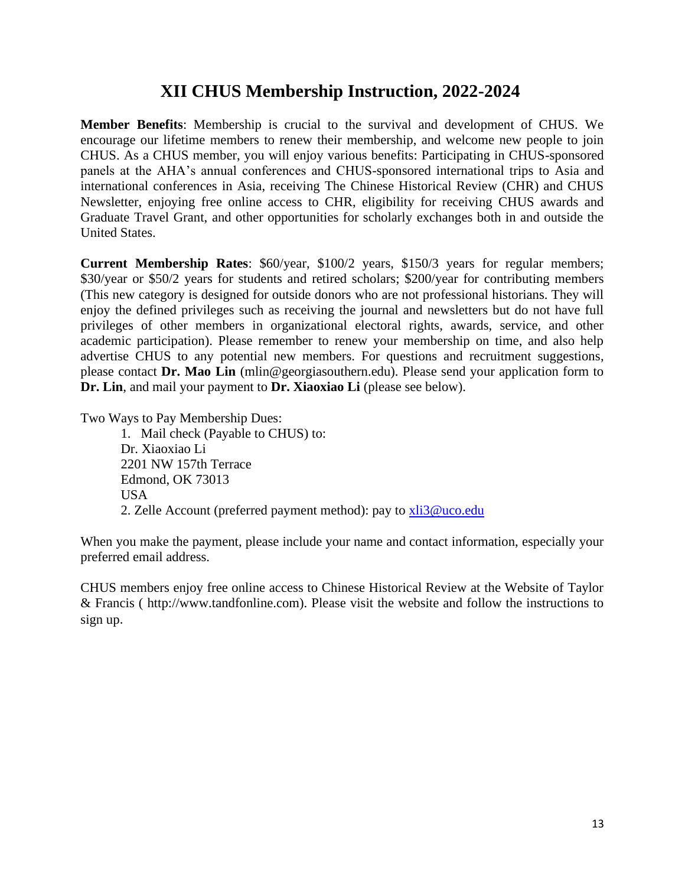# XII CHUS Membership Instruction, 2022-2024

**Member Benefits**: Membership is crucial to the survival and development of CHUS. We encourage our lifetime members to renew their membership, and welcome new people to join CHUS. As a CHUS member, you will enjoy various benefits: Participating in CHUS-sponsored panels at the AHA's annual conferences and CHUS-sponsored international trips to Asia and international conferences in Asia, receiving The Chinese Historical Review (CHR) and CHUS Newsletter, enjoying free online access to CHR, eligibility for receiving CHUS awards and Graduate Travel Grant, and other opportunities for scholarly exchanges both in and outside the United States.

**Current Membership Rates**: $60/year, $100/2 years, $150/3 years for regular members; $30/year or $50/2 years for students and retired scholars; $200/year for contributing members (This new category is designed for outside donors who are not professional historians. They will enjoy the defined privileges such as receiving the journal and newsletters but do not have full privileges of other members in organizational electoral rights, awards, service, and other academic participation). Please remember to renew your membership on time, and also help advertise CHUS to any potential new members. For questions and recruitment suggestions, please contact **Dr. Mao Lin** (mlin@georgiasouthern.edu). Please send your application form to **Dr. Lin**, and mail your payment to **Dr. Xiaoxiao Li** (please see below).

Two Ways to Pay Membership Dues:

1. Mail check (Payable to CHUS) to:
   Dr. Xiaoxiao Li
   2201 NW 157th Terrace
   Edmond, OK 73013
   USA
2. Zelle Account (preferred payment method): pay to xli3@uco.edu

When you make the payment, please include your name and contact information, especially your preferred email address.

CHUS members enjoy free online access to Chinese Historical Review at the Website of Taylor & Francis ( http://www.tandfonline.com). Please visit the website and follow the instructions to sign up.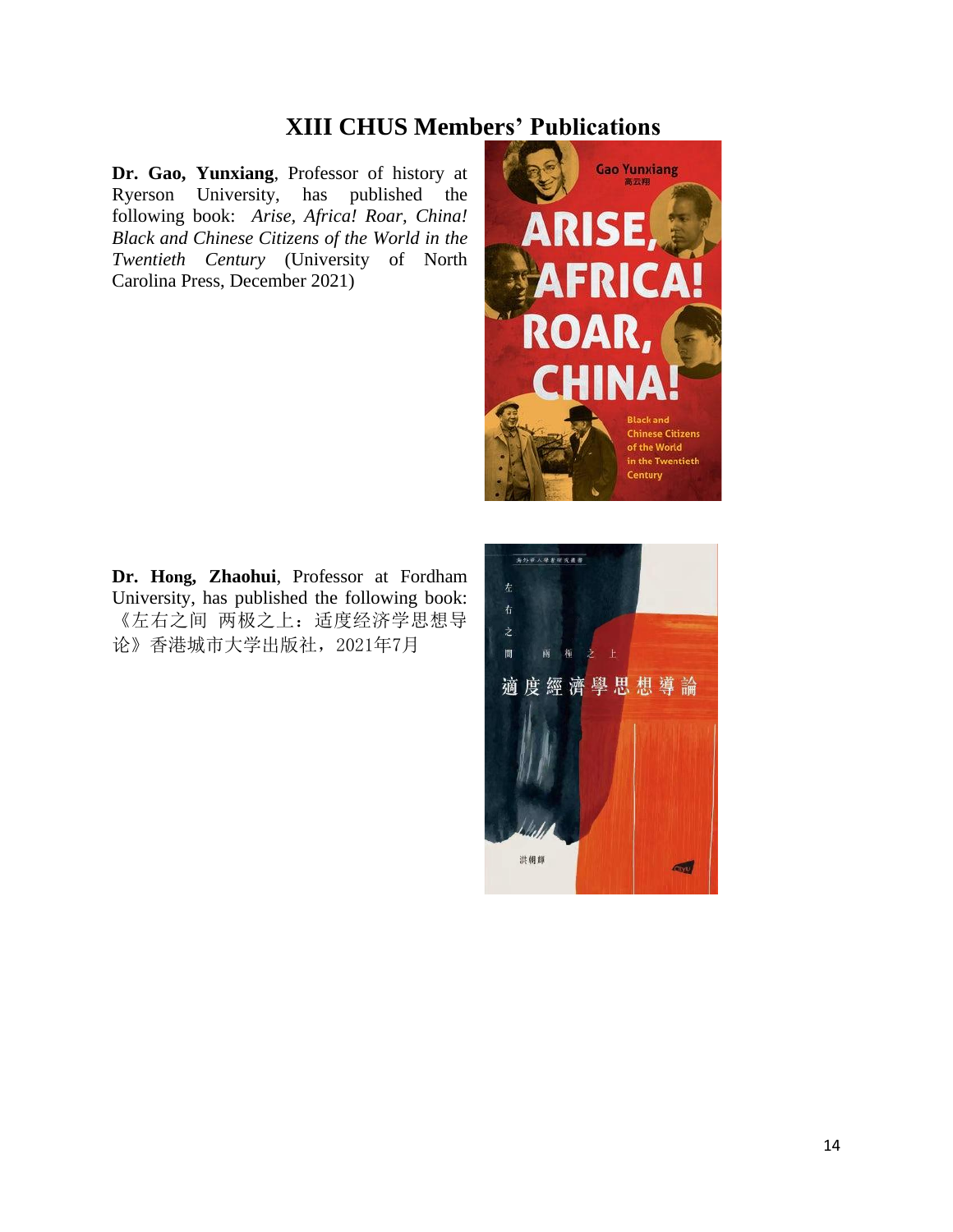## XIII CHUS Members' Publications

**Dr. Gao, Yunxiang**, Professor of history at Ryerson University, has published the following book: *Arise, Africa! Roar, China! Black and Chinese Citizens of the World in the Twentieth Century* (University of North Carolina Press, December 2021)

**Dr. Hong, Zhaohui**, Professor at Fordham University, has published the following book: 《左右之间 两极之上：适度经济学思想导论》香港城市大学出版社，2021年7月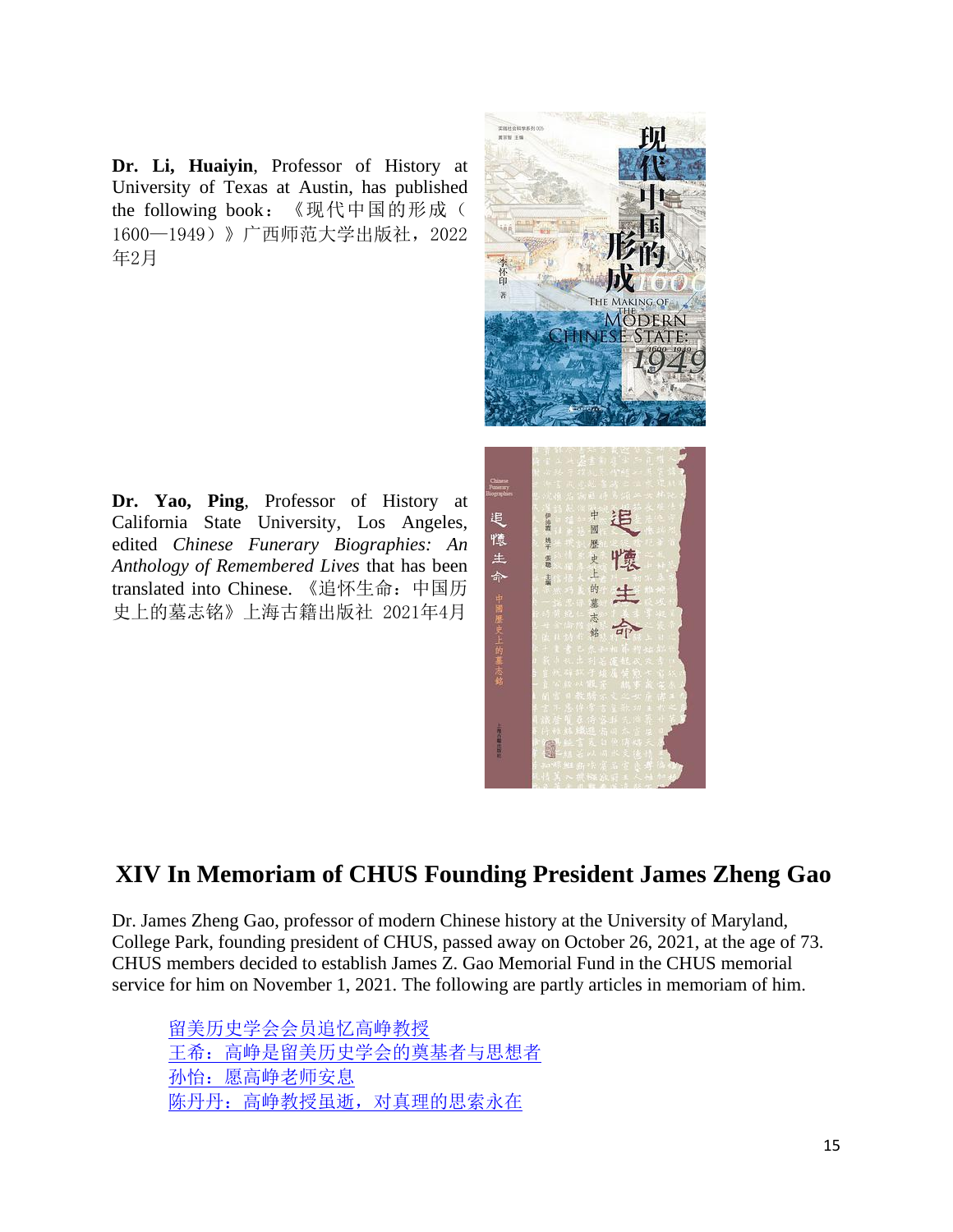**Dr. Li, Huaiyin**, Professor of History at University of Texas at Austin, has published the following book：《现代中国的形成（1600—1949）》广西师范大学出版社，2022年2月

**Dr. Yao, Ping**, Professor of History at California State University, Los Angeles, edited *Chinese Funerary Biographies: An Anthology of Remembered Lives* that has been translated into Chinese. 《追怀生命：中国历史上的墓志铭》上海古籍出版社 2021年4月

## XIV In Memoriam of CHUS Founding President James Zheng Gao

Dr. James Zheng Gao, professor of modern Chinese history at the University of Maryland, College Park, founding president of CHUS, passed away on October 26, 2021, at the age of 73. CHUS members decided to establish James Z. Gao Memorial Fund in the CHUS memorial service for him on November 1, 2021. The following are partly articles in memoriam of him.

留美历史学会会员追忆高峥教授
王希：高峥是留美历史学会的奠基者与思想者
孙怡：愿高峥老师安息
陈丹丹：高峥教授虽逝，对真理的思索永在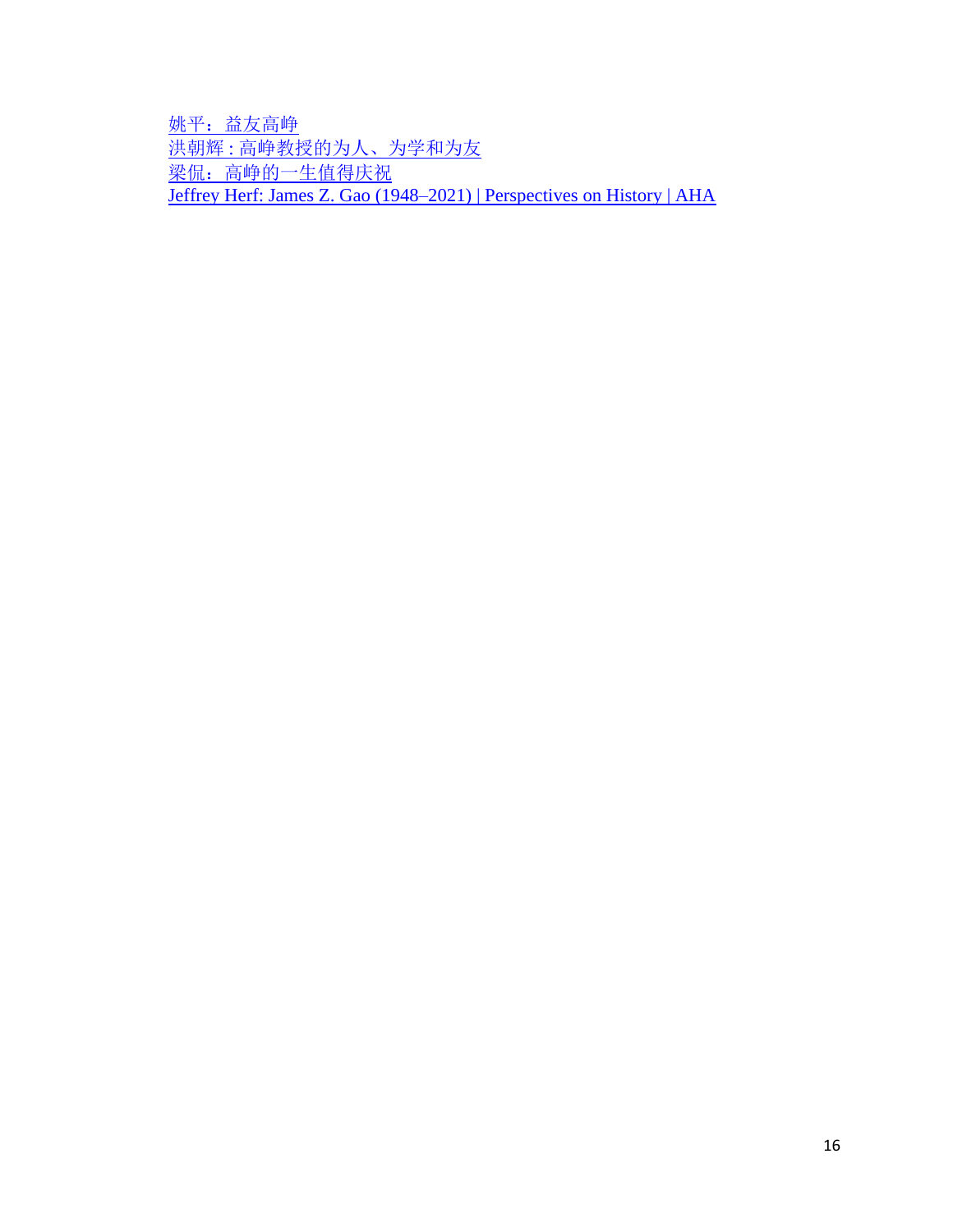姚平：益友高峥
洪朝辉 : 高峥教授的为人、为学和为友
梁侃：高峥的一生值得庆祝
Jeffrey Herf: James Z. Gao (1948–2021) | Perspectives on History | AHA